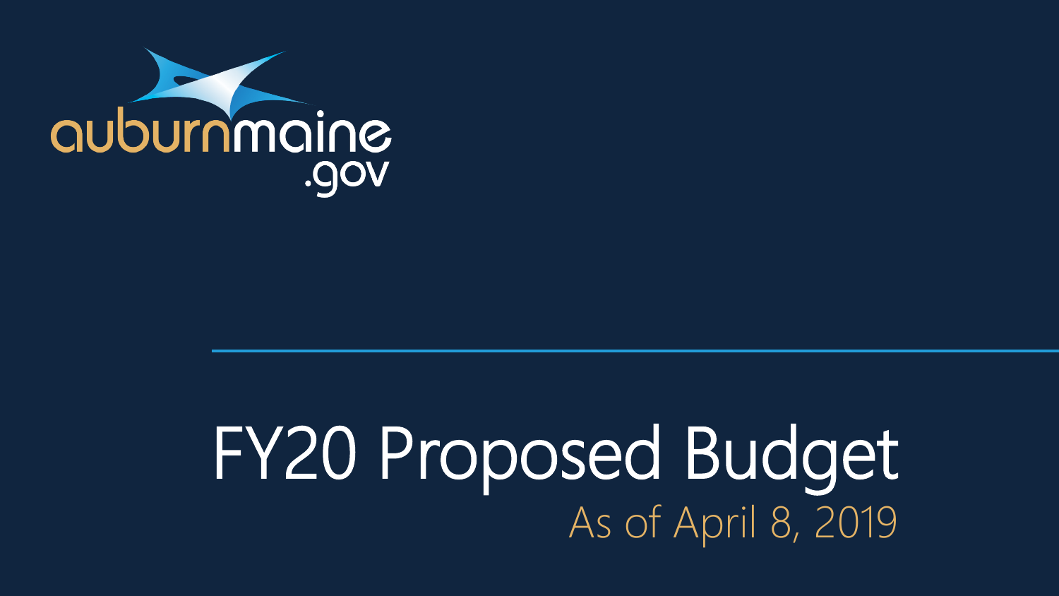auburnmaine.gov

# FY20 Proposed Budget

As of April 8, 2019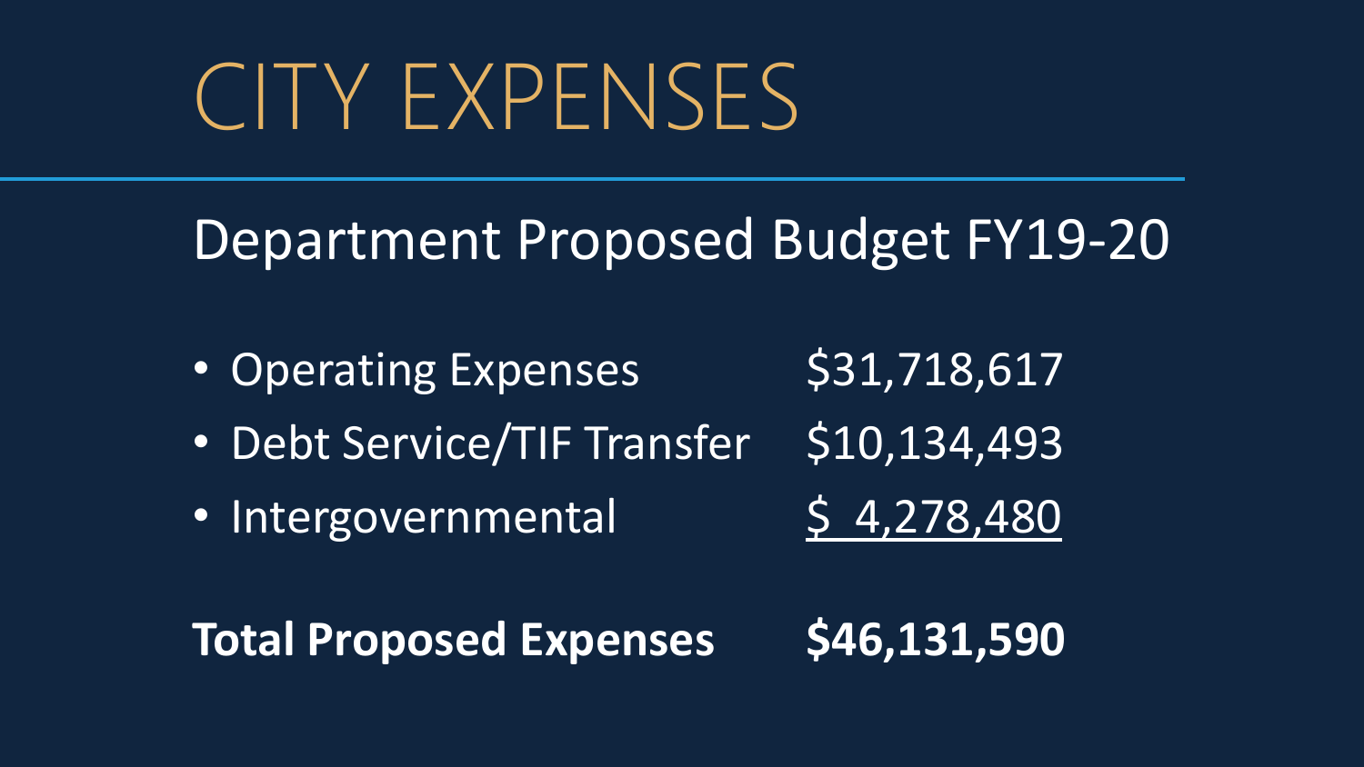# CITY EXPENSES

## Department Proposed Budget FY19-20

| | |
|---|---|
| • Operating Expenses | $31,718,617 |
| • Debt Service/TIF Transfer | $10,134,493 |
| • Intergovernmental | $ 4,278,480 |
| **Total Proposed Expenses** | **$46,131,590** |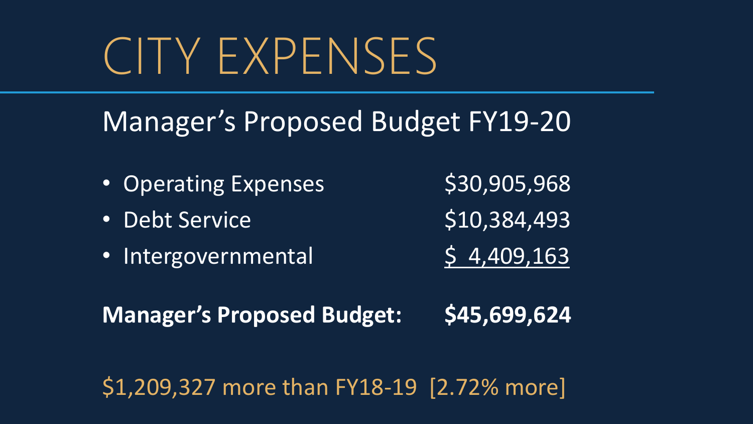# CITY EXPENSES

## Manager's Proposed Budget FY19-20

| | |
|---|---|
| • Operating Expenses | $30,905,968 |
| • Debt Service | $10,384,493 |
| • Intergovernmental | $ 4,409,163 |
| **Manager's Proposed Budget:** | **$45,699,624** |

$1,209,327 more than FY18-19 [2.72% more]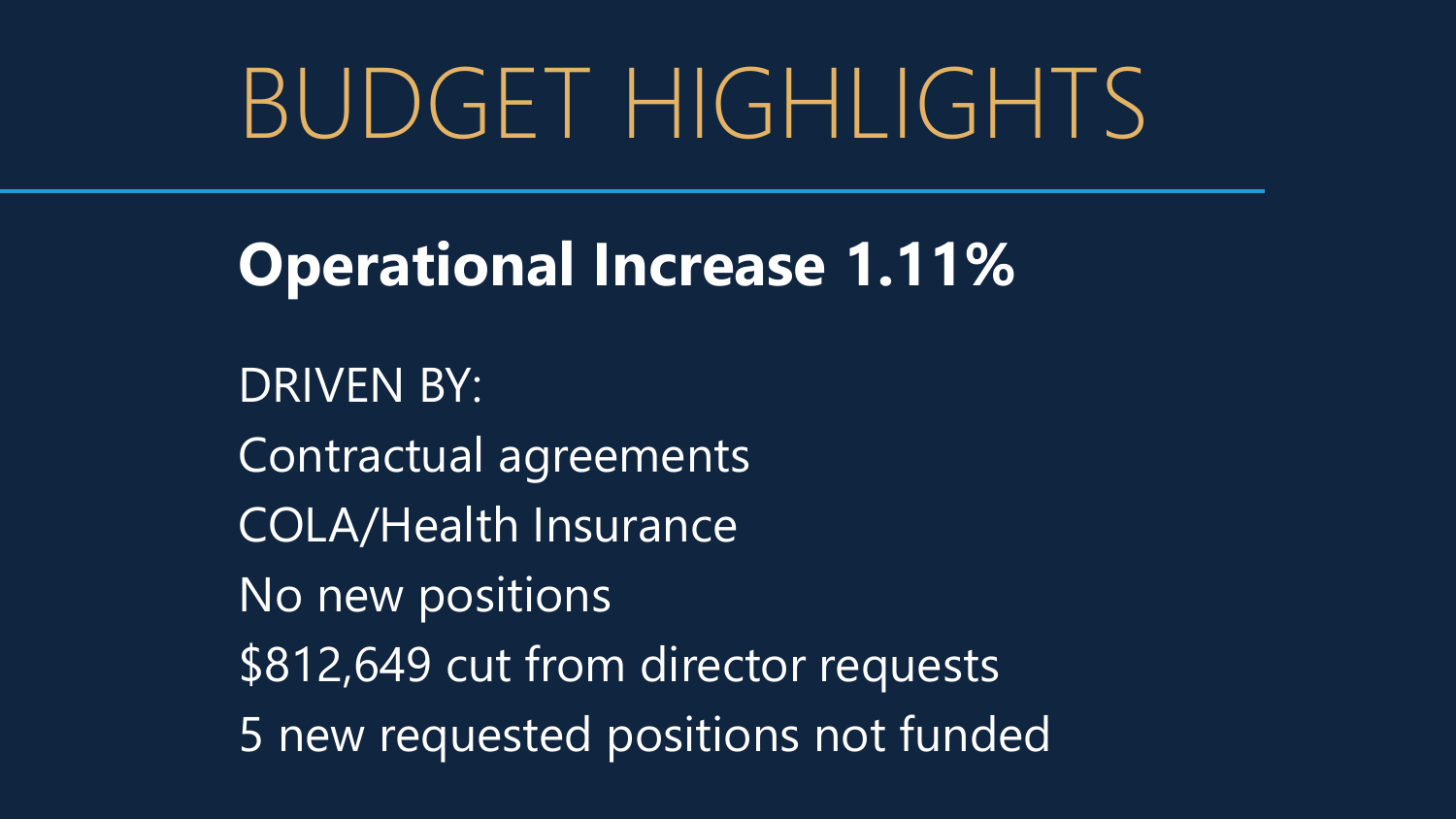# BUDGET HIGHLIGHTS

**Operational Increase 1.11%**

DRIVEN BY:

Contractual agreements

COLA/Health Insurance

No new positions

$812,649 cut from director requests

5 new requested positions not funded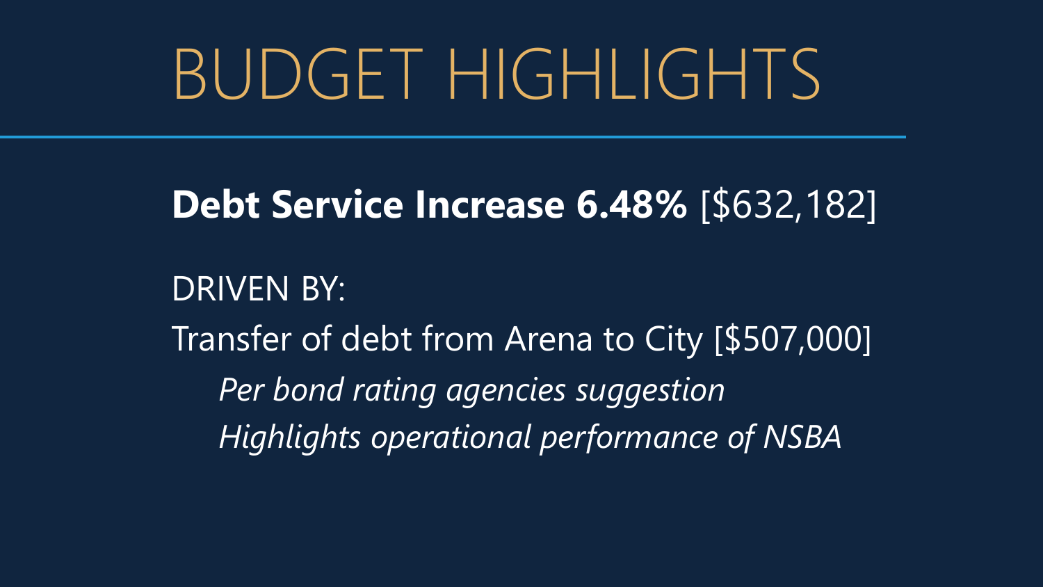# BUDGET HIGHLIGHTS

**Debt Service Increase 6.48%** [$632,182]

DRIVEN BY:

Transfer of debt from Arena to City [$507,000]

*Per bond rating agencies suggestion*

*Highlights operational performance of NSBA*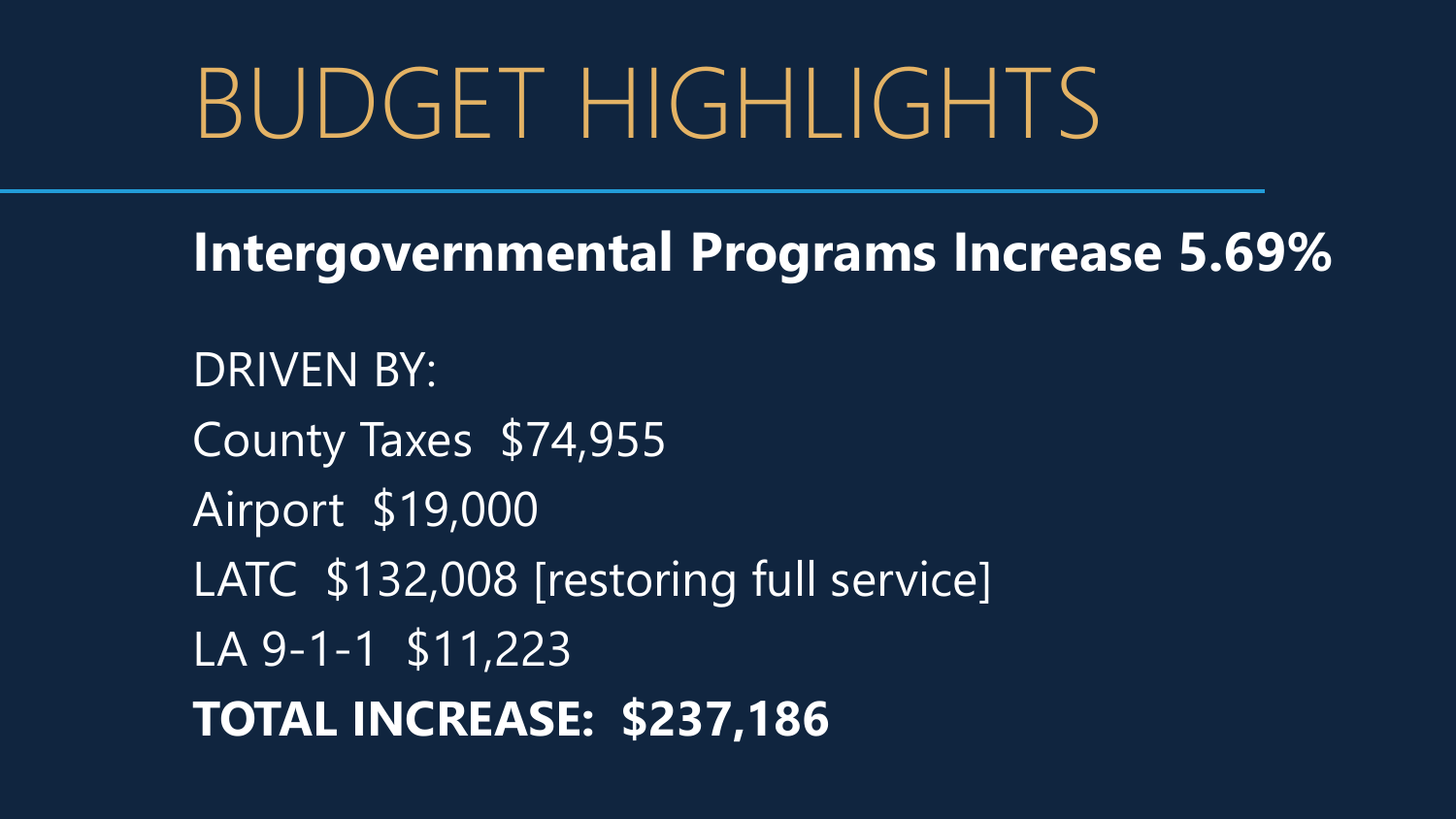# BUDGET HIGHLIGHTS

**Intergovernmental Programs Increase 5.69%**

DRIVEN BY:

County Taxes $74,955

Airport $19,000

LATC $132,008 [restoring full service]

LA 9-1-1 $11,223

**TOTAL INCREASE: $237,186**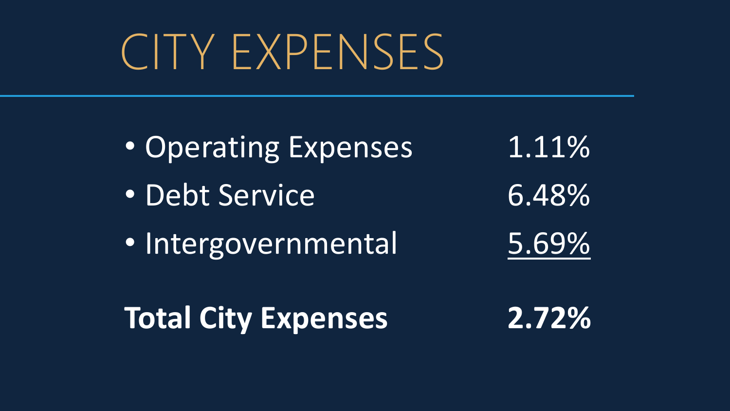# CITY EXPENSES

| | |
|---|---|
| Operating Expenses | 1.11% |
| Debt Service | 6.48% |
| Intergovernmental | 5.69% |
| **Total City Expenses** | **2.72%** |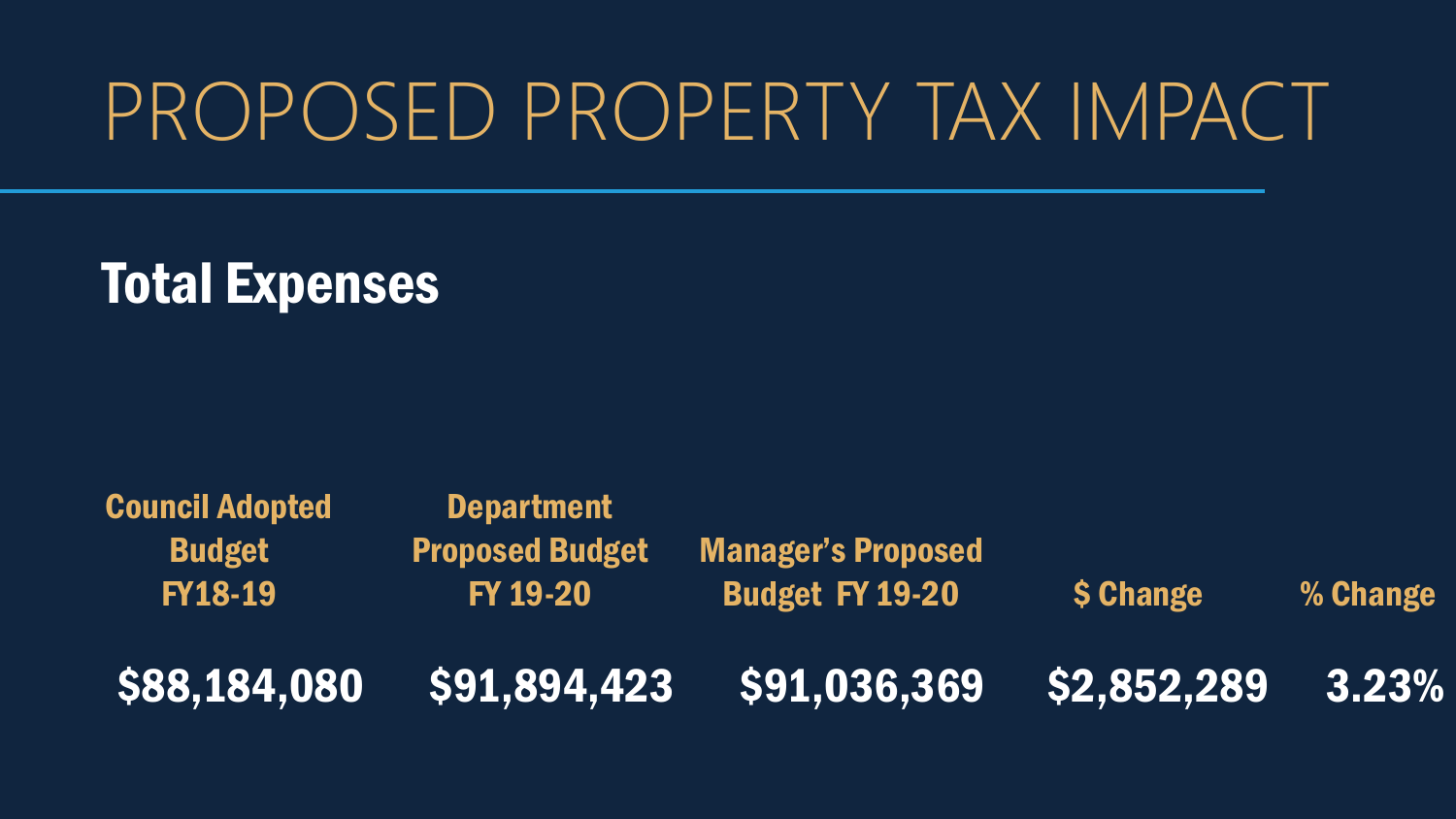# PROPOSED PROPERTY TAX IMPACT

## Total Expenses

| Council Adopted Budget FY18-19 | Department Proposed Budget FY 19-20 | Manager's Proposed Budget FY 19-20 | $ Change | % Change |
|---|---|---|---|---|
| $88,184,080 | $91,894,423 | $91,036,369 | $2,852,289 | 3.23% |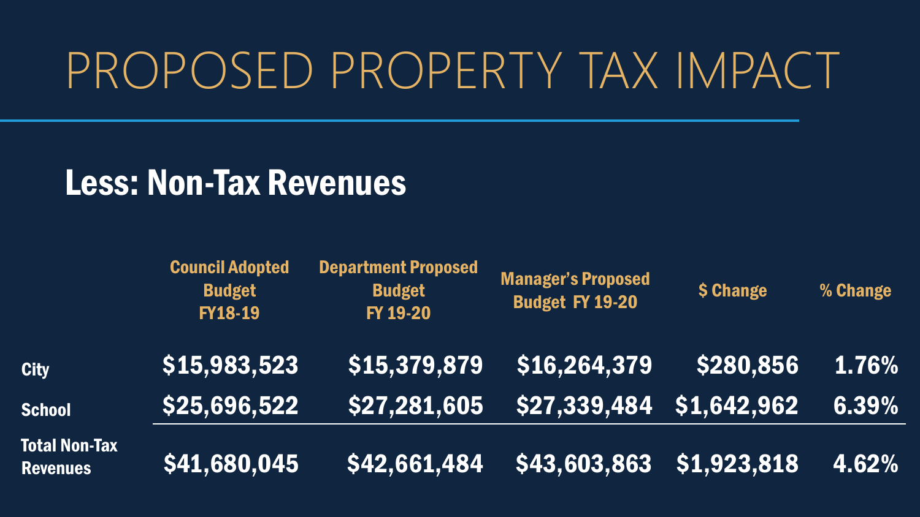# PROPOSED PROPERTY TAX IMPACT

## Less: Non-Tax Revenues

| | Council Adopted Budget FY18-19 | Department Proposed Budget FY 19-20 | Manager's Proposed Budget FY 19-20 | $ Change | % Change |
|---|---|---|---|---|---|
| City | $15,983,523 | $15,379,879 | $16,264,379 | $280,856 | 1.76% |
| School | $25,696,522 | $27,281,605 | $27,339,484 | $1,642,962 | 6.39% |
| Total Non-Tax Revenues | $41,680,045 | $42,661,484 | $43,603,863 | $1,923,818 | 4.62% |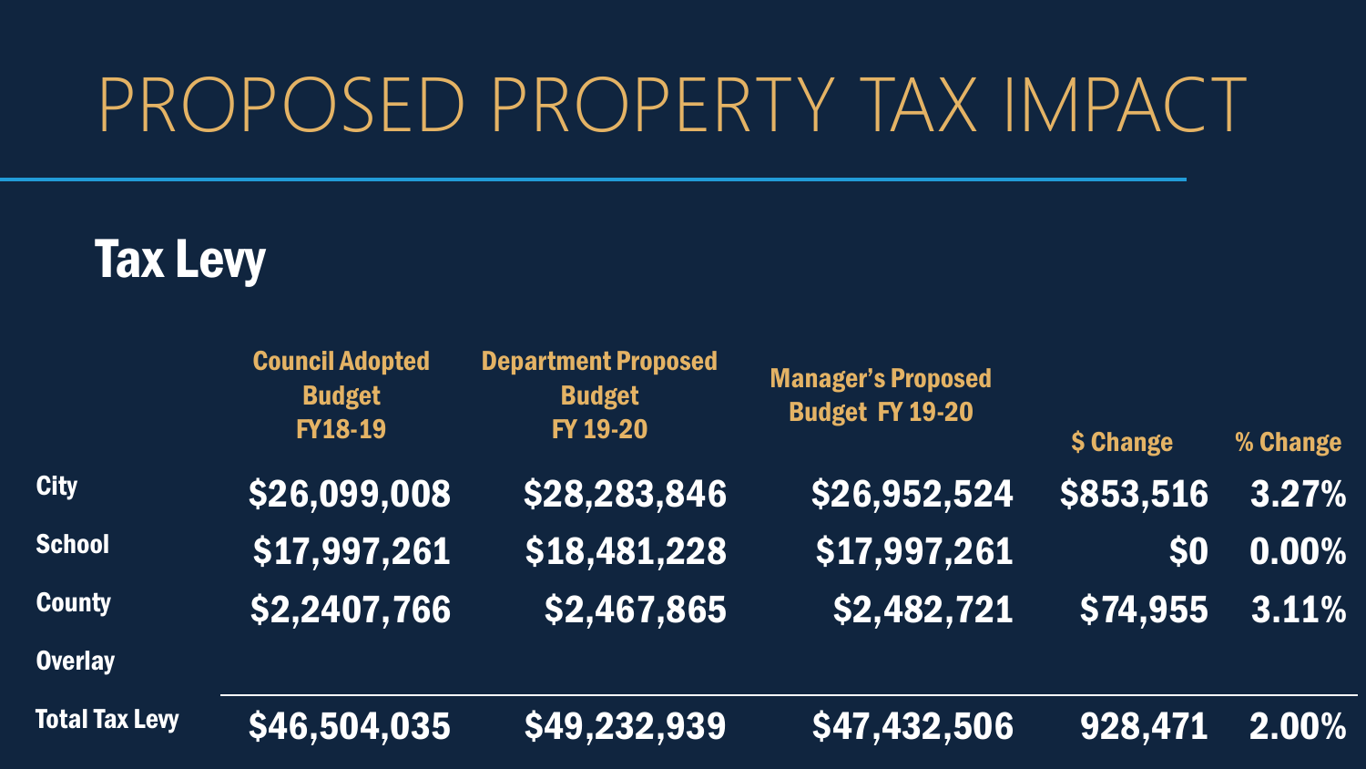# PROPOSED PROPERTY TAX IMPACT

## Tax Levy

| | Council Adopted Budget FY18-19 | Department Proposed Budget FY 19-20 | Manager's Proposed Budget FY 19-20 | $ Change | % Change |
|---|---|---|---|---|---|
| City | $26,099,008 | $28,283,846 | $26,952,524 | $853,516 | 3.27% |
| School | $17,997,261 | $18,481,228 | $17,997,261 | $0 | 0.00% |
| County | $2,2407,766 | $2,467,865 | $2,482,721 | $74,955 | 3.11% |
| Overlay | | | | | |
| Total Tax Levy | $46,504,035 | $49,232,939 | $47,432,506 | 928,471 | 2.00% |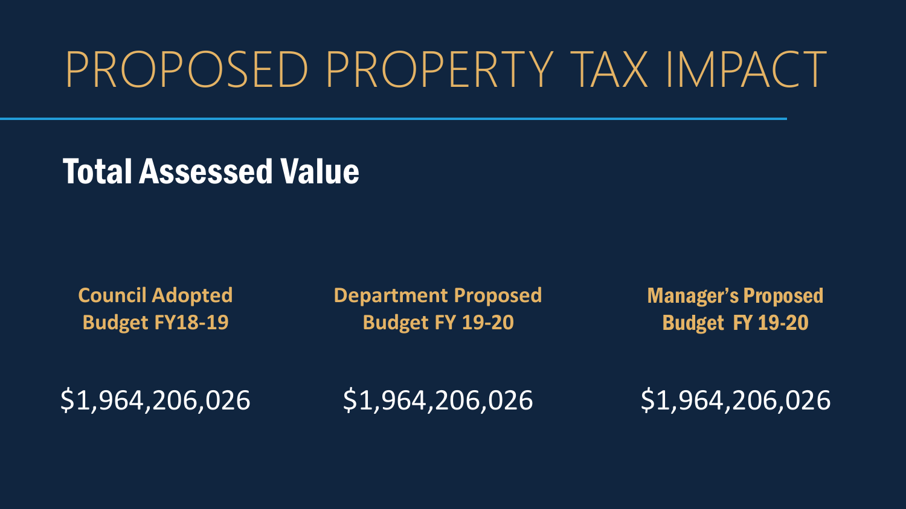# PROPOSED PROPERTY TAX IMPACT

## Total Assessed Value

| Council Adopted Budget FY18-19 | Department Proposed Budget FY 19-20 | Manager's Proposed Budget FY 19-20 |
|---|---|---|
| $1,964,206,026 | $1,964,206,026 | $1,964,206,026 |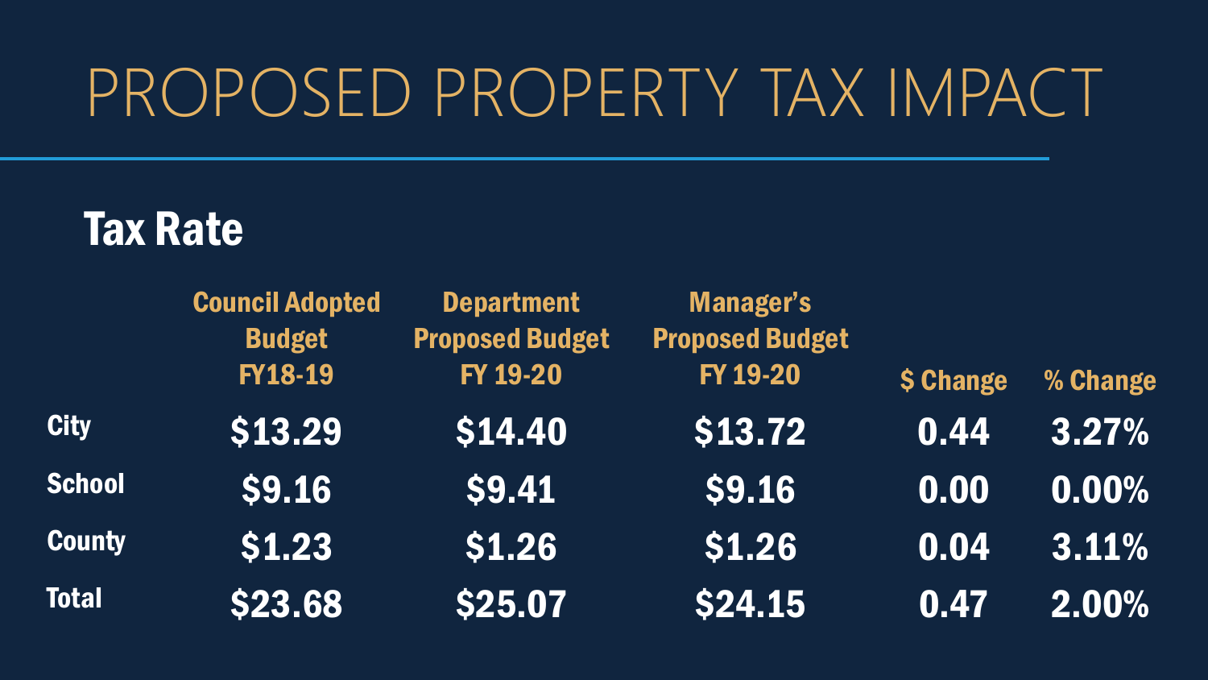# PROPOSED PROPERTY TAX IMPACT

## Tax Rate

| | Council Adopted Budget FY18-19 | Department Proposed Budget FY 19-20 | Manager's Proposed Budget FY 19-20 | $ Change | % Change |
|---|---|---|---|---|---|
| City | $13.29 | $14.40 | $13.72 | 0.44 | 3.27% |
| School | $9.16 | $9.41 | $9.16 | 0.00 | 0.00% |
| County | $1.23 | $1.26 | $1.26 | 0.04 | 3.11% |
| Total | $23.68 | $25.07 | $24.15 | 0.47 | 2.00% |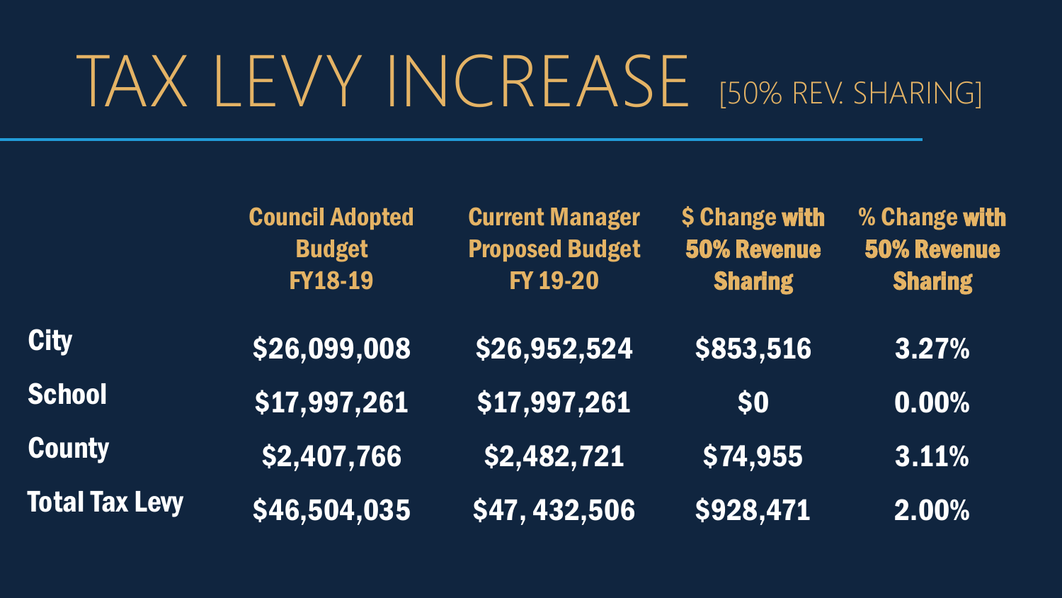# TAX LEVY INCREASE [50% REV. SHARING]

| | Council Adopted Budget FY18-19 | Current Manager Proposed Budget FY 19-20 | $ Change with 50% Revenue Sharing | % Change with 50% Revenue Sharing |
|---|---|---|---|---|
| **City** | $26,099,008 | $26,952,524 | $853,516 | 3.27% |
| **School** | $17,997,261 | $17,997,261 | $0 | 0.00% |
| **County** | $2,407,766 | $2,482,721 | $74,955 | 3.11% |
| **Total Tax Levy** | $46,504,035 | $47, 432,506 | $928,471 | 2.00% |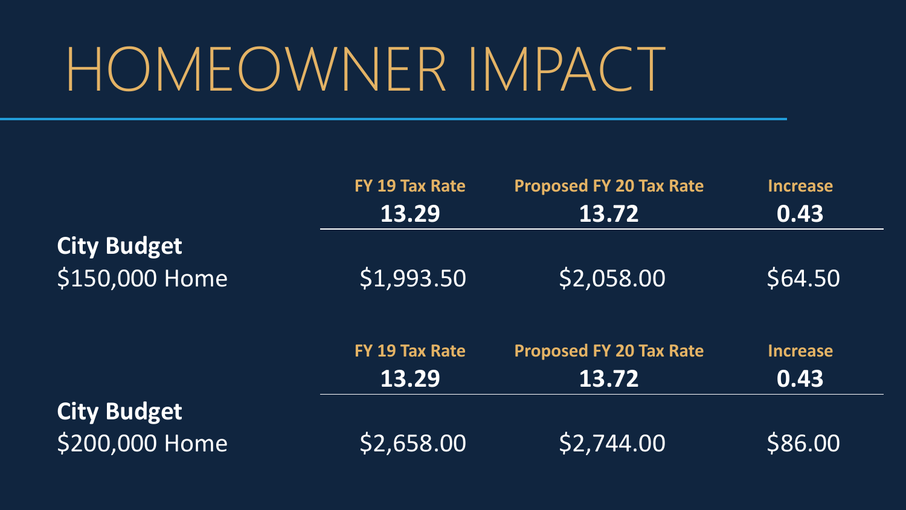# HOMEOWNER IMPACT

| | FY 19 Tax Rate<br>13.29 | Proposed FY 20 Tax Rate<br>13.72 | Increase<br>0.43 |
|---|---|---|---|
| **City Budget**<br>$150,000 Home | $1,993.50 | $2,058.00 | $64.50 |

| | FY 19 Tax Rate<br>13.29 | Proposed FY 20 Tax Rate<br>13.72 | Increase<br>0.43 |
|---|---|---|---|
| **City Budget**<br>$200,000 Home | $2,658.00 | $2,744.00 | $86.00 |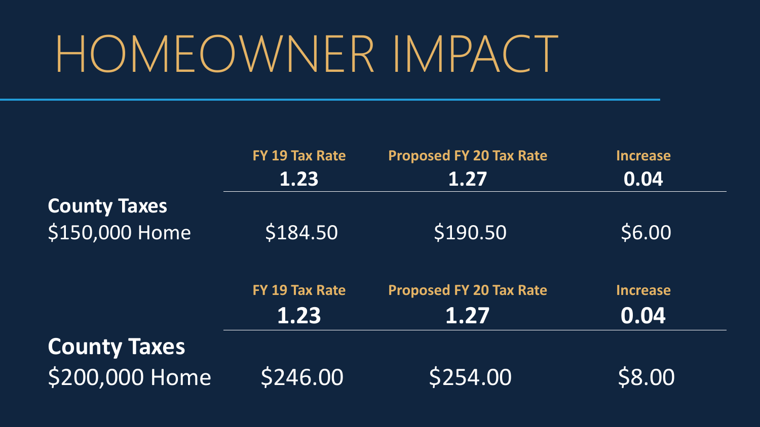# HOMEOWNER IMPACT

| | FY 19 Tax Rate<br>1.23 | Proposed FY 20 Tax Rate<br>1.27 | Increase<br>0.04 |
|---|---|---|---|
| **County Taxes**<br>$150,000 Home | $184.50 | $190.50 | $6.00 |

| | FY 19 Tax Rate<br>1.23 | Proposed FY 20 Tax Rate<br>1.27 | Increase<br>0.04 |
|---|---|---|---|
| **County Taxes**<br>$200,000 Home | $246.00 | $254.00 | $8.00 |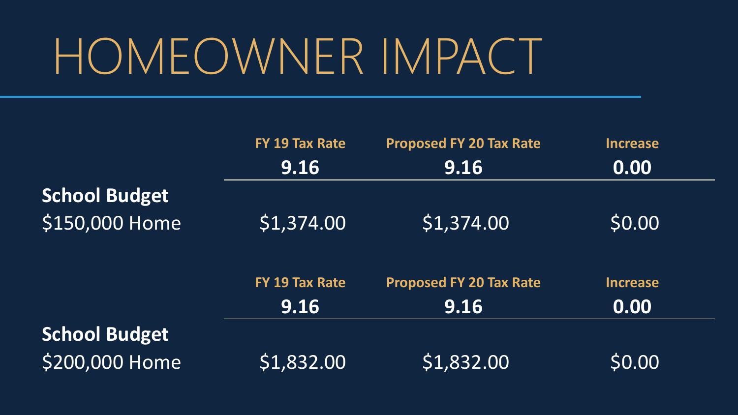# HOMEOWNER IMPACT

| | FY 19 Tax Rate | Proposed FY 20 Tax Rate | Increase |
|---|---|---|---|
| | **9.16** | **9.16** | **0.00** |
| **School Budget**<br>$150,000 Home | $1,374.00 | $1,374.00 | $0.00 |

| | FY 19 Tax Rate | Proposed FY 20 Tax Rate | Increase |
|---|---|---|---|
| | **9.16** | **9.16** | **0.00** |
| **School Budget**<br>$200,000 Home | $1,832.00 | $1,832.00 | $0.00 |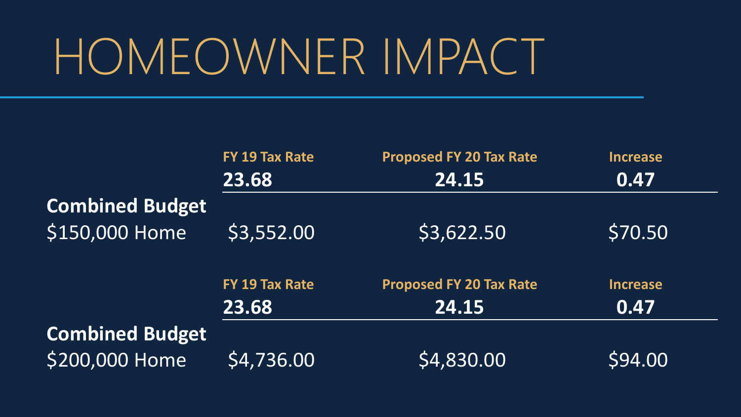# HOMEOWNER IMPACT

| | FY 19 Tax Rate | Proposed FY 20 Tax Rate | Increase |
|---|---|---|---|
| | **23.68** | **24.15** | **0.47** |
| **Combined Budget** | | | |
| $150,000 Home | $3,552.00 | $3,622.50 | $70.50 |

| | FY 19 Tax Rate | Proposed FY 20 Tax Rate | Increase |
|---|---|---|---|
| | **23.68** | **24.15** | **0.47** |
| **Combined Budget** | | | |
| $200,000 Home | $4,736.00 | $4,830.00 | $94.00 |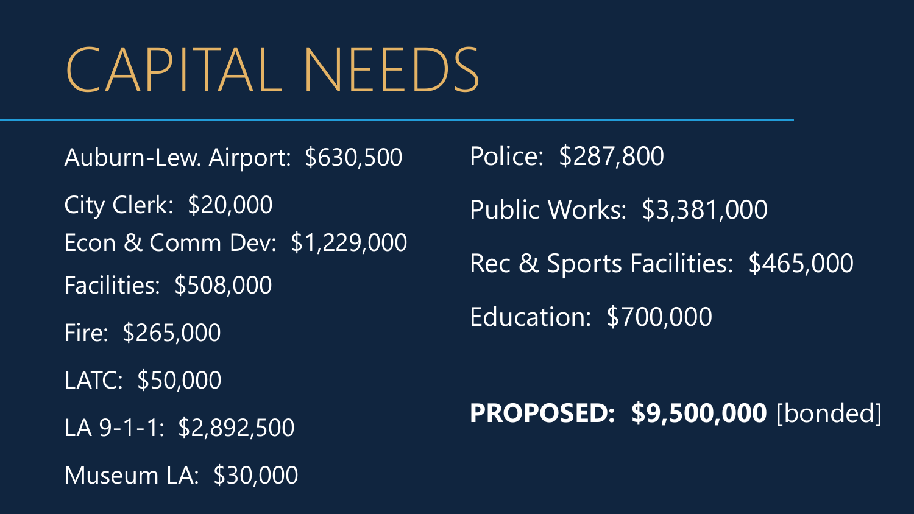# CAPITAL NEEDS

Auburn-Lew. Airport: $630,500

City Clerk: $20,000

Econ & Comm Dev: $1,229,000

Facilities: $508,000

Fire: $265,000

LATC: $50,000

LA 9-1-1: $2,892,500

Museum LA: $30,000

Police: $287,800

Public Works: $3,381,000

Rec & Sports Facilities: $465,000

Education: $700,000

**PROPOSED: $9,500,000** [bonded]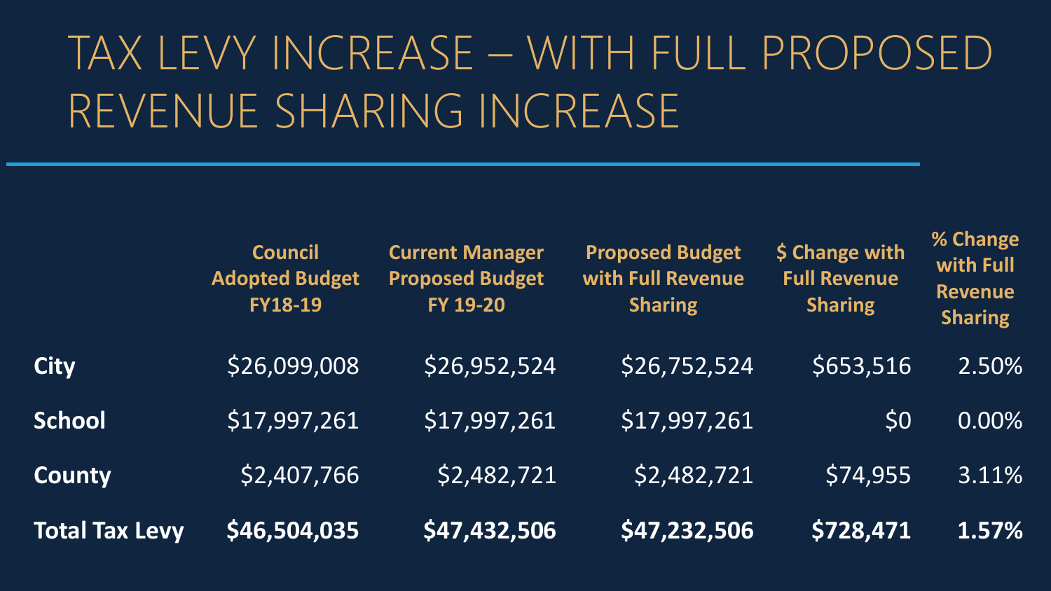# TAX LEVY INCREASE – WITH FULL PROPOSED REVENUE SHARING INCREASE

| | Council Adopted Budget FY18-19 | Current Manager Proposed Budget FY 19-20 | Proposed Budget with Full Revenue Sharing | $ Change with Full Revenue Sharing | % Change with Full Revenue Sharing |
|---|---|---|---|---|---|
| **City** | $26,099,008 | $26,952,524 | $26,752,524 | $653,516 | 2.50% |
| **School** | $17,997,261 | $17,997,261 | $17,997,261 | $0 | 0.00% |
| **County** | $2,407,766 | $2,482,721 | $2,482,721 | $74,955 | 3.11% |
| **Total Tax Levy** | **$46,504,035** | **$47,432,506** | **$47,232,506** | **$728,471** | **1.57%** |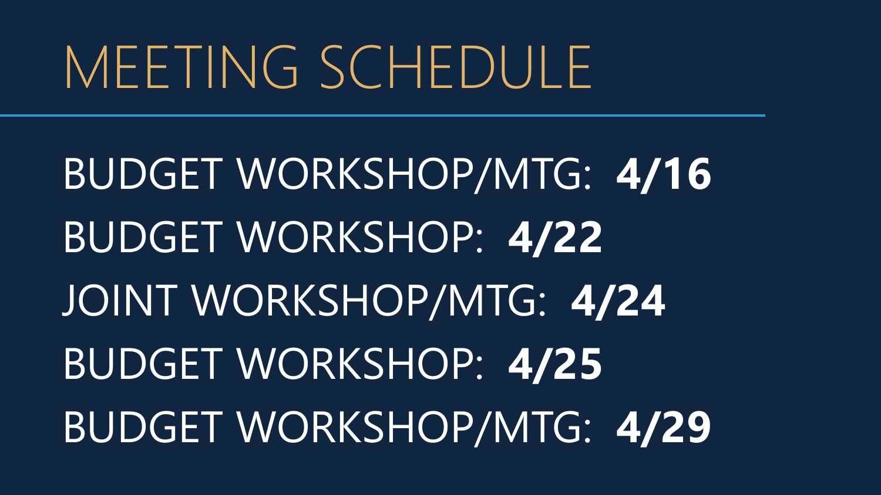# MEETING SCHEDULE

BUDGET WORKSHOP/MTG: **4/16**

BUDGET WORKSHOP: **4/22**

JOINT WORKSHOP/MTG: **4/24**

BUDGET WORKSHOP: **4/25**

BUDGET WORKSHOP/MTG: **4/29**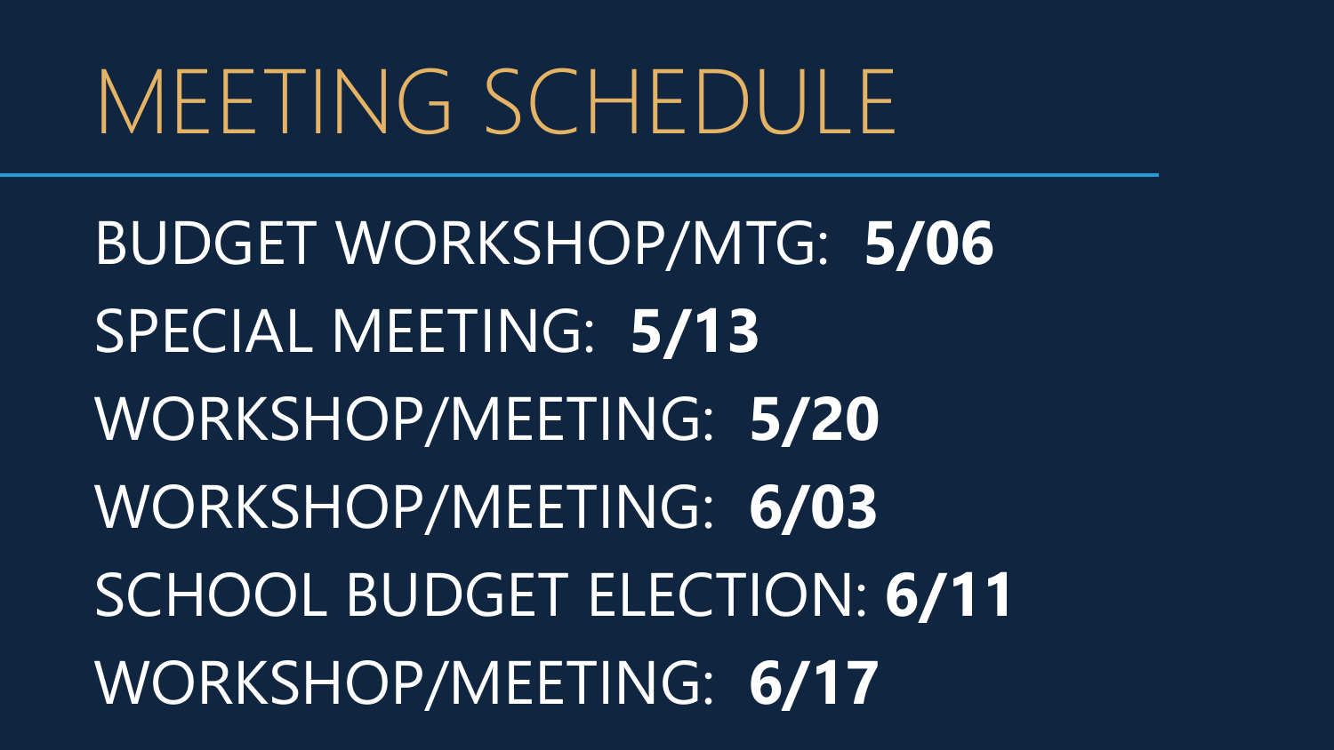# MEETING SCHEDULE

BUDGET WORKSHOP/MTG: **5/06**

SPECIAL MEETING: **5/13**

WORKSHOP/MEETING: **5/20**

WORKSHOP/MEETING: **6/03**

SCHOOL BUDGET ELECTION: **6/11**

WORKSHOP/MEETING: **6/17**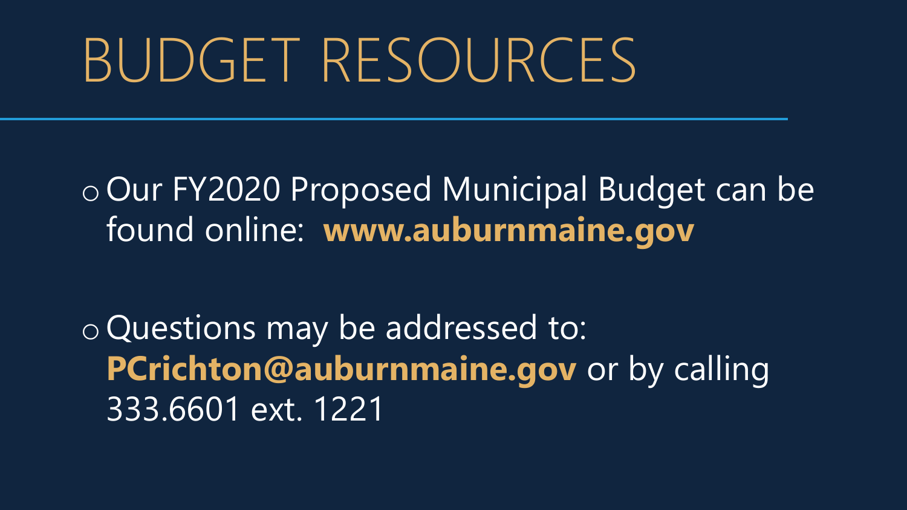# BUDGET RESOURCES

- Our FY2020 Proposed Municipal Budget can be found online: **www.auburnmaine.gov**

- Questions may be addressed to: **PCrichton@auburnmaine.gov** or by calling 333.6601 ext. 1221